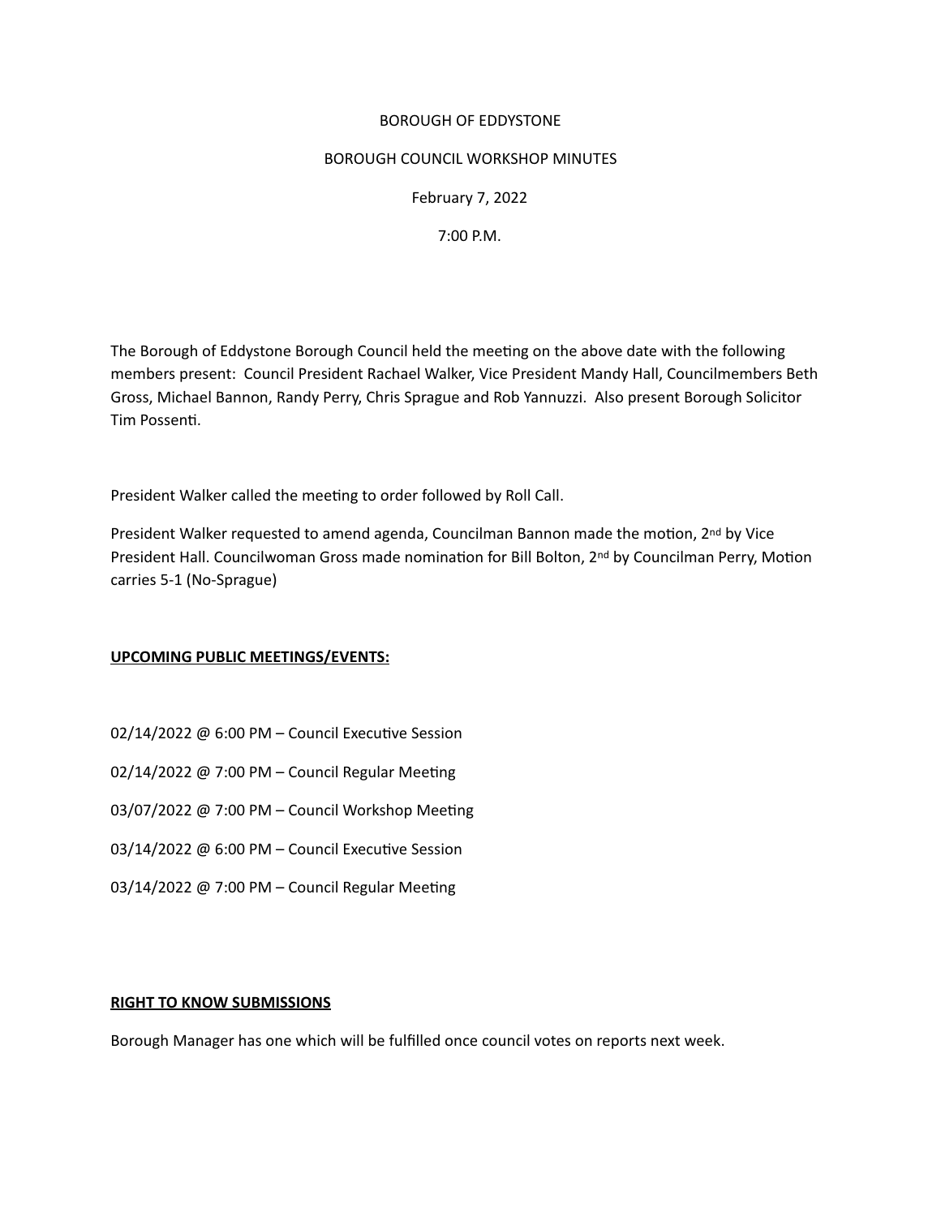BOROUGH OF EDDYSTONE

BOROUGH COUNCIL WORKSHOP MINUTES

February 7, 2022

7:00 P.M.

The Borough of Eddystone Borough Council held the meeting on the above date with the following members present: Council President Rachael Walker, Vice President Mandy Hall, Councilmembers Beth Gross, Michael Bannon, Randy Perry, Chris Sprague and Rob Yannuzzi. Also present Borough Solicitor Tim Possenti.

President Walker called the meeting to order followed by Roll Call.

President Walker requested to amend agenda, Councilman Bannon made the motion, 2nd by Vice President Hall. Councilwoman Gross made nomination for Bill Bolton, 2nd by Councilman Perry, Motion carries 5-1 (No-Sprague)

**UPCOMING PUBLIC MEETINGS/EVENTS:**

02/14/2022 @ 6:00 PM – Council Executive Session

02/14/2022 @ 7:00 PM – Council Regular Meeting

03/07/2022 @ 7:00 PM – Council Workshop Meeting

03/14/2022 @ 6:00 PM – Council Executive Session

03/14/2022 @ 7:00 PM – Council Regular Meeting

**RIGHT TO KNOW SUBMISSIONS**

Borough Manager has one which will be fulfilled once council votes on reports next week.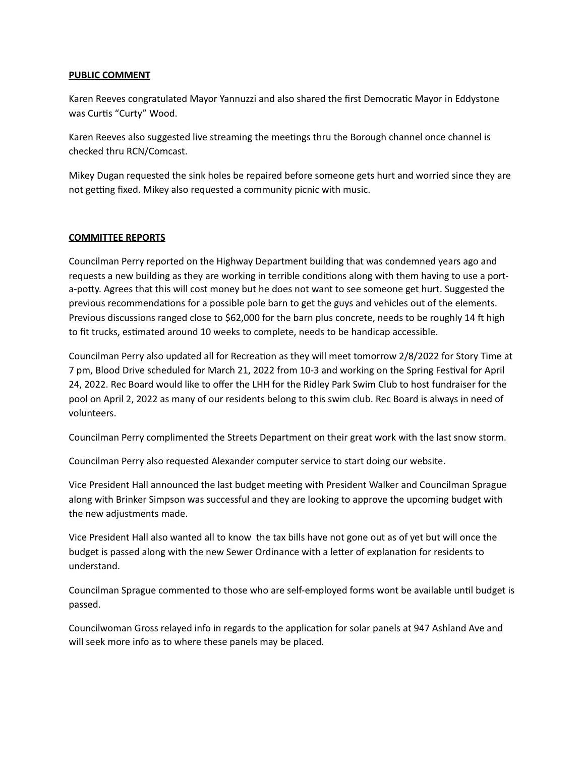**PUBLIC COMMENT**

Karen Reeves congratulated Mayor Yannuzzi and also shared the first Democratic Mayor in Eddystone was Curtis "Curty" Wood.

Karen Reeves also suggested live streaming the meetings thru the Borough channel once channel is checked thru RCN/Comcast.

Mikey Dugan requested the sink holes be repaired before someone gets hurt and worried since they are not getting fixed. Mikey also requested a community picnic with music.

**COMMITTEE REPORTS**

Councilman Perry reported on the Highway Department building that was condemned years ago and requests a new building as they are working in terrible conditions along with them having to use a port-a-potty. Agrees that this will cost money but he does not want to see someone get hurt. Suggested the previous recommendations for a possible pole barn to get the guys and vehicles out of the elements. Previous discussions ranged close to $62,000 for the barn plus concrete, needs to be roughly 14 ft high to fit trucks, estimated around 10 weeks to complete, needs to be handicap accessible.

Councilman Perry also updated all for Recreation as they will meet tomorrow 2/8/2022 for Story Time at 7 pm, Blood Drive scheduled for March 21, 2022 from 10-3 and working on the Spring Festival for April 24, 2022. Rec Board would like to offer the LHH for the Ridley Park Swim Club to host fundraiser for the pool on April 2, 2022 as many of our residents belong to this swim club. Rec Board is always in need of volunteers.

Councilman Perry complimented the Streets Department on their great work with the last snow storm.

Councilman Perry also requested Alexander computer service to start doing our website.

Vice President Hall announced the last budget meeting with President Walker and Councilman Sprague along with Brinker Simpson was successful and they are looking to approve the upcoming budget with the new adjustments made.

Vice President Hall also wanted all to know the tax bills have not gone out as of yet but will once the budget is passed along with the new Sewer Ordinance with a letter of explanation for residents to understand.

Councilman Sprague commented to those who are self-employed forms wont be available until budget is passed.

Councilwoman Gross relayed info in regards to the application for solar panels at 947 Ashland Ave and will seek more info as to where these panels may be placed.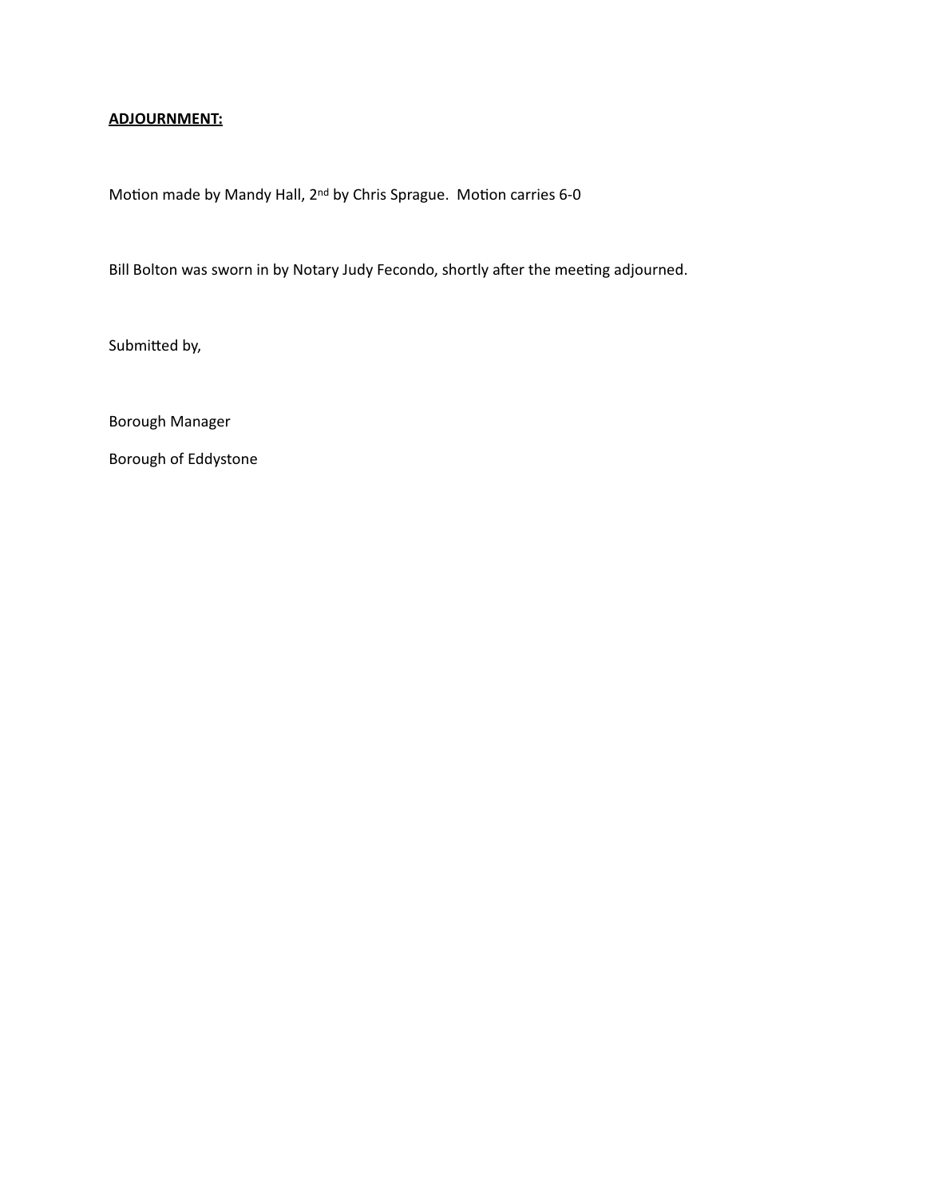**ADJOURNMENT:**

Motion made by Mandy Hall, 2nd by Chris Sprague. Motion carries 6-0

Bill Bolton was sworn in by Notary Judy Fecondo, shortly after the meeting adjourned.

Submitted by,

Borough Manager

Borough of Eddystone